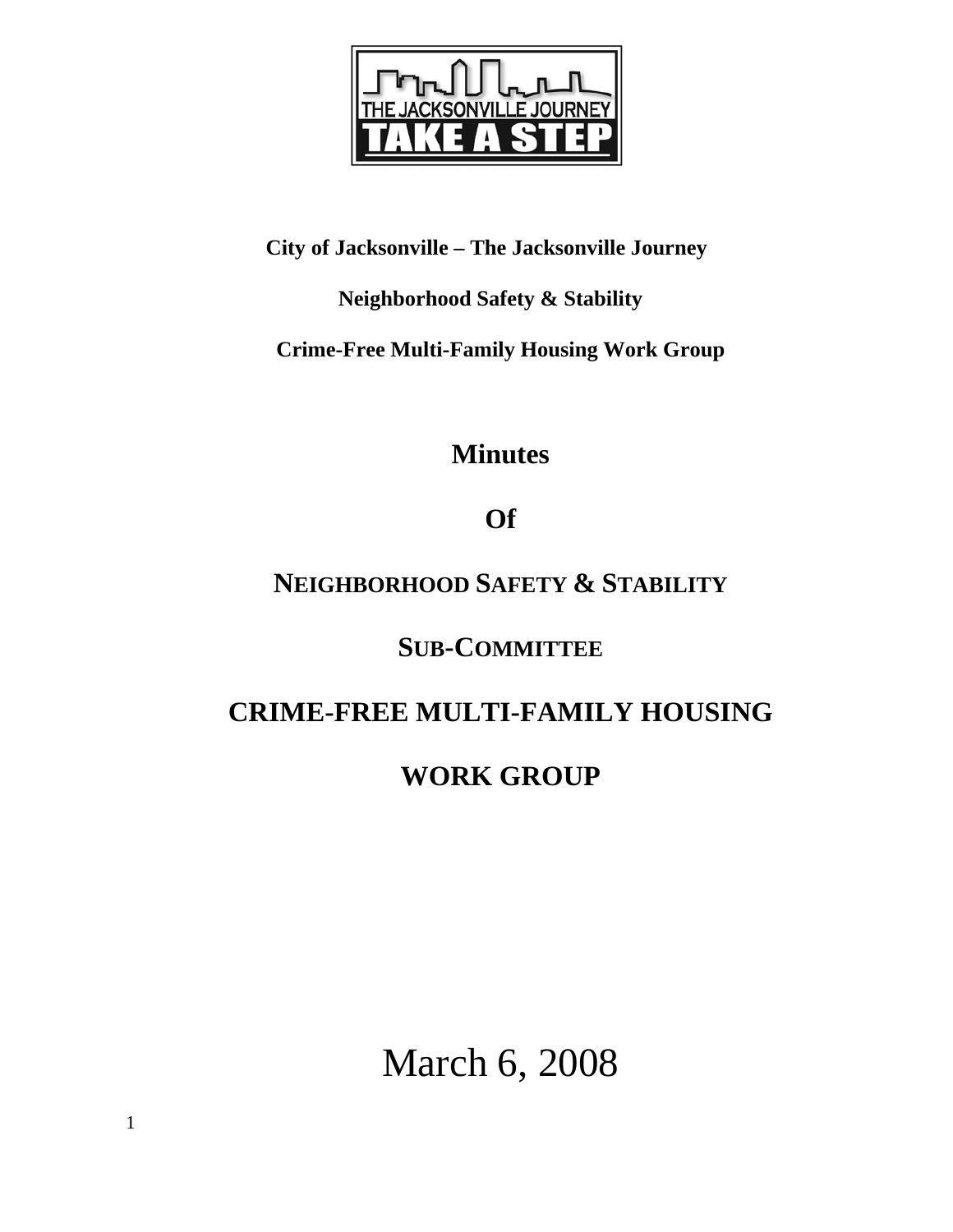THE JACKSONVILLE JOURNEY

TAKE A STEP

**City of Jacksonville – The Jacksonville Journey**

**Neighborhood Safety & Stability**

**Crime-Free Multi-Family Housing Work Group**

# Minutes

# Of

# NEIGHBORHOOD SAFETY & STABILITY

# SUB-COMMITTEE

# CRIME-FREE MULTI-FAMILY HOUSING

# WORK GROUP

March 6, 2008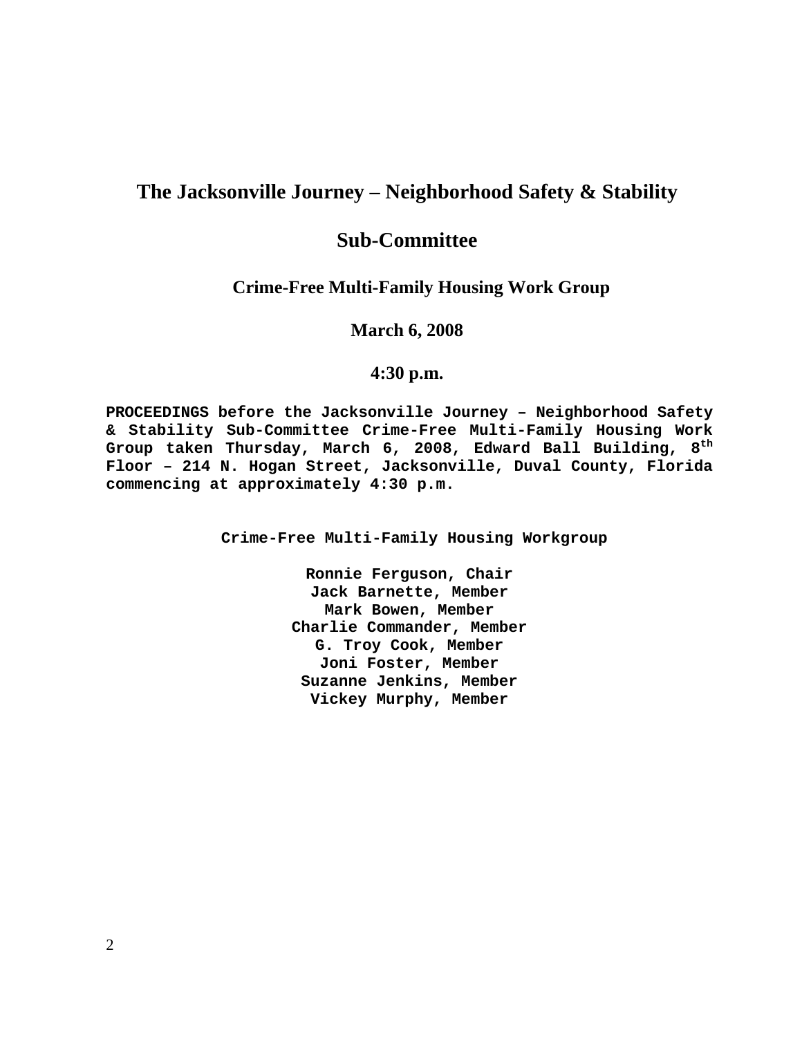# The Jacksonville Journey – Neighborhood Safety & Stability

# Sub-Committee

## Crime-Free Multi-Family Housing Work Group

**March 6, 2008**

**4:30 p.m.**

**PROCEEDINGS before the Jacksonville Journey – Neighborhood Safety & Stability Sub-Committee Crime-Free Multi-Family Housing Work Group taken Thursday, March 6, 2008, Edward Ball Building, 8th Floor – 214 N. Hogan Street, Jacksonville, Duval County, Florida commencing at approximately 4:30 p.m.**

**Crime-Free Multi-Family Housing Workgroup**

**Ronnie Ferguson, Chair**
**Jack Barnette, Member**
**Mark Bowen, Member**
**Charlie Commander, Member**
**G. Troy Cook, Member**
**Joni Foster, Member**
**Suzanne Jenkins, Member**
**Vickey Murphy, Member**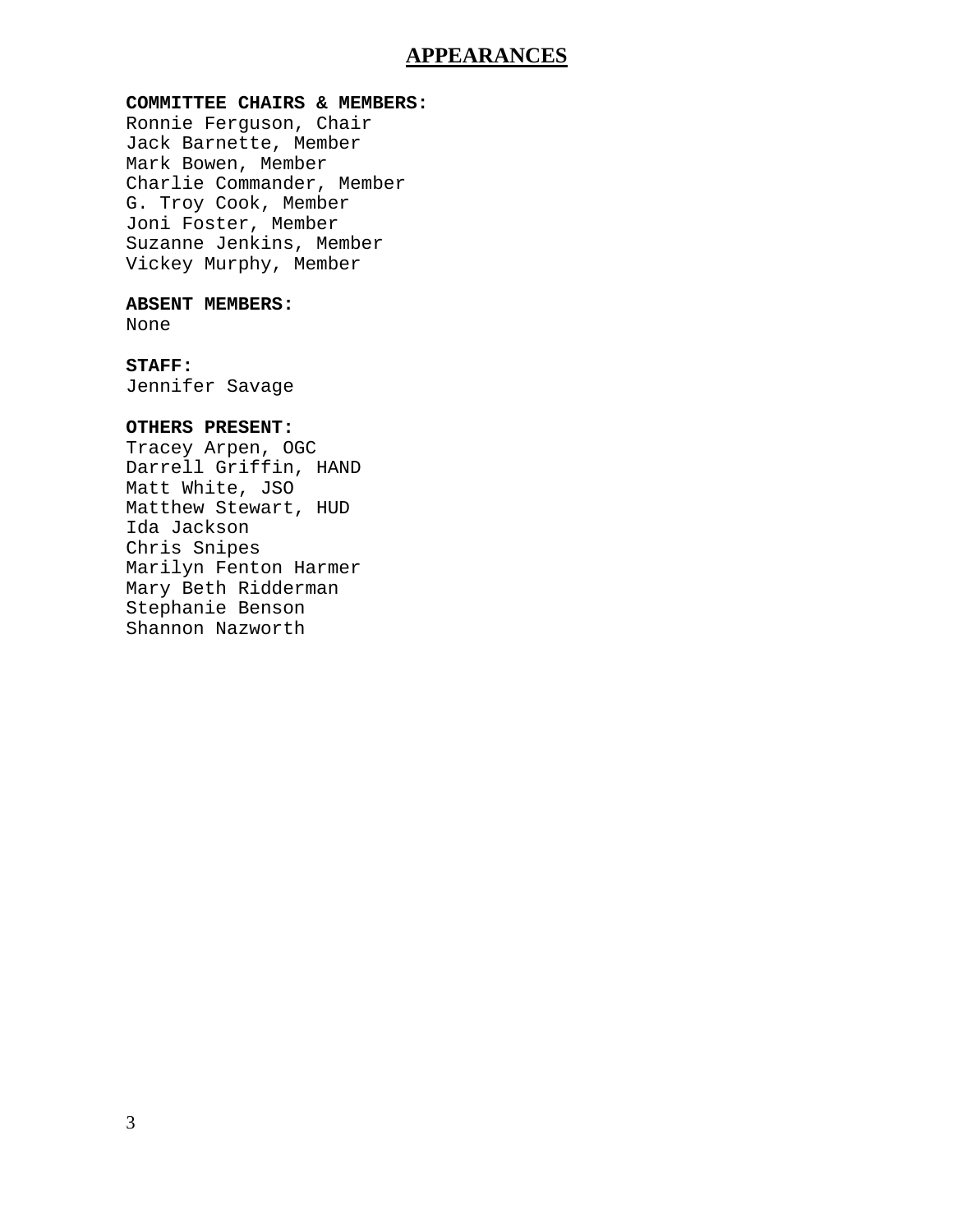# APPEARANCES

**COMMITTEE CHAIRS & MEMBERS:**
Ronnie Ferguson, Chair
Jack Barnette, Member
Mark Bowen, Member
Charlie Commander, Member
G. Troy Cook, Member
Joni Foster, Member
Suzanne Jenkins, Member
Vickey Murphy, Member

**ABSENT MEMBERS:**
None

**STAFF:**
Jennifer Savage

**OTHERS PRESENT:**
Tracey Arpen, OGC
Darrell Griffin, HAND
Matt White, JSO
Matthew Stewart, HUD
Ida Jackson
Chris Snipes
Marilyn Fenton Harmer
Mary Beth Ridderman
Stephanie Benson
Shannon Nazworth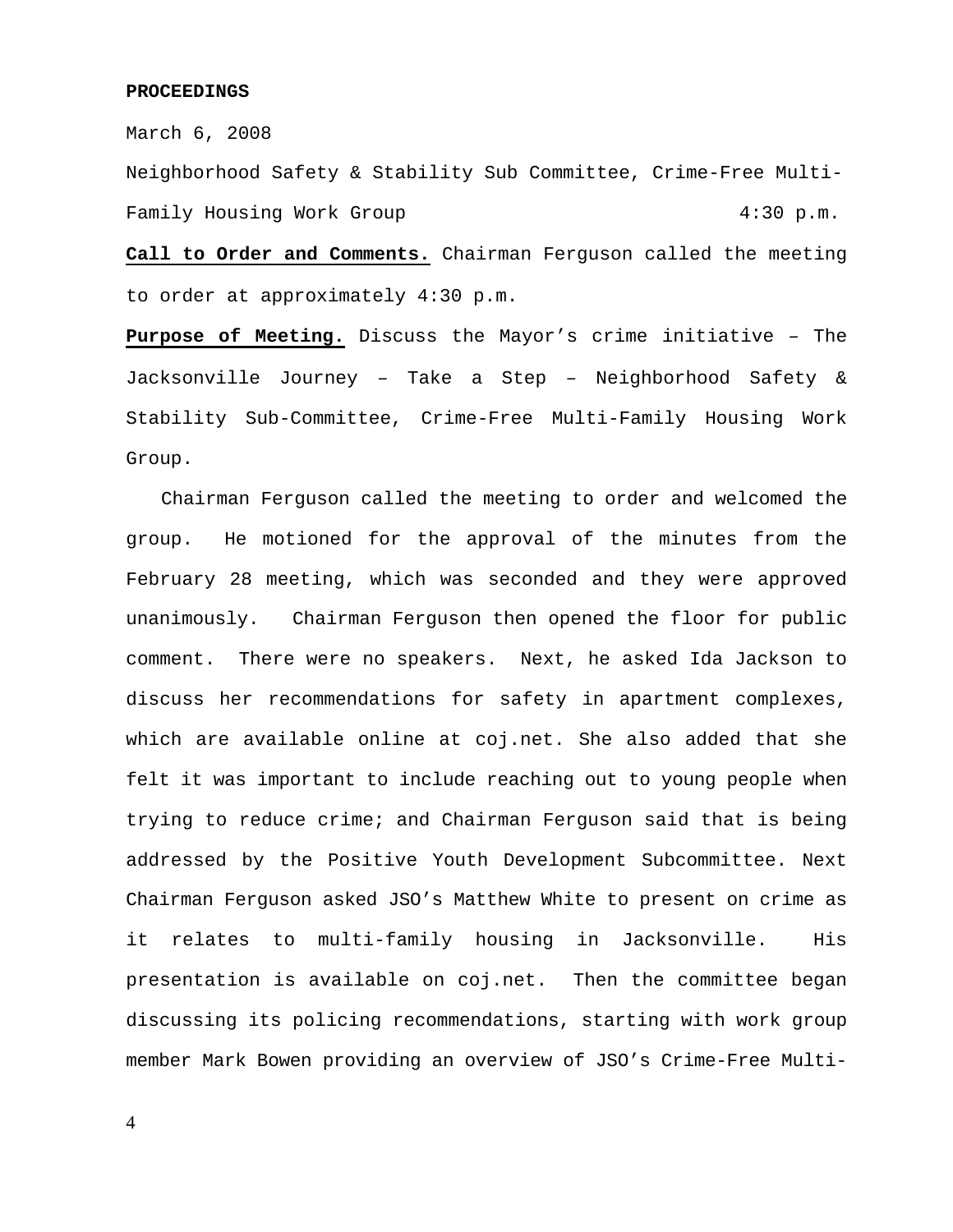**PROCEEDINGS**

March 6, 2008

Neighborhood Safety & Stability Sub Committee, Crime-Free Multi-Family Housing Work Group 4:30 p.m.

**Call to Order and Comments.** Chairman Ferguson called the meeting to order at approximately 4:30 p.m.

**Purpose of Meeting.** Discuss the Mayor's crime initiative – The Jacksonville Journey – Take a Step – Neighborhood Safety & Stability Sub-Committee, Crime-Free Multi-Family Housing Work Group.

Chairman Ferguson called the meeting to order and welcomed the group. He motioned for the approval of the minutes from the February 28 meeting, which was seconded and they were approved unanimously. Chairman Ferguson then opened the floor for public comment. There were no speakers. Next, he asked Ida Jackson to discuss her recommendations for safety in apartment complexes, which are available online at coj.net. She also added that she felt it was important to include reaching out to young people when trying to reduce crime; and Chairman Ferguson said that is being addressed by the Positive Youth Development Subcommittee. Next Chairman Ferguson asked JSO's Matthew White to present on crime as it relates to multi-family housing in Jacksonville. His presentation is available on coj.net. Then the committee began discussing its policing recommendations, starting with work group member Mark Bowen providing an overview of JSO's Crime-Free Multi-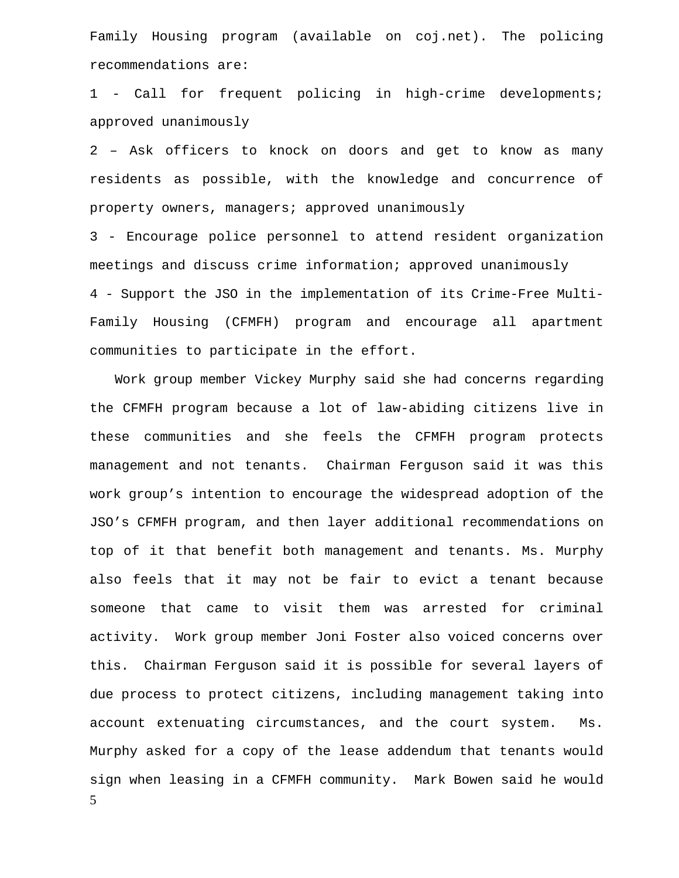Family Housing program (available on coj.net). The policing recommendations are:

1 - Call for frequent policing in high-crime developments; approved unanimously

2 – Ask officers to knock on doors and get to know as many residents as possible, with the knowledge and concurrence of property owners, managers; approved unanimously

3 - Encourage police personnel to attend resident organization meetings and discuss crime information; approved unanimously

4 - Support the JSO in the implementation of its Crime-Free Multi-Family Housing (CFMFH) program and encourage all apartment communities to participate in the effort.

Work group member Vickey Murphy said she had concerns regarding the CFMFH program because a lot of law-abiding citizens live in these communities and she feels the CFMFH program protects management and not tenants. Chairman Ferguson said it was this work group's intention to encourage the widespread adoption of the JSO's CFMFH program, and then layer additional recommendations on top of it that benefit both management and tenants. Ms. Murphy also feels that it may not be fair to evict a tenant because someone that came to visit them was arrested for criminal activity. Work group member Joni Foster also voiced concerns over this. Chairman Ferguson said it is possible for several layers of due process to protect citizens, including management taking into account extenuating circumstances, and the court system. Ms. Murphy asked for a copy of the lease addendum that tenants would sign when leasing in a CFMFH community. Mark Bowen said he would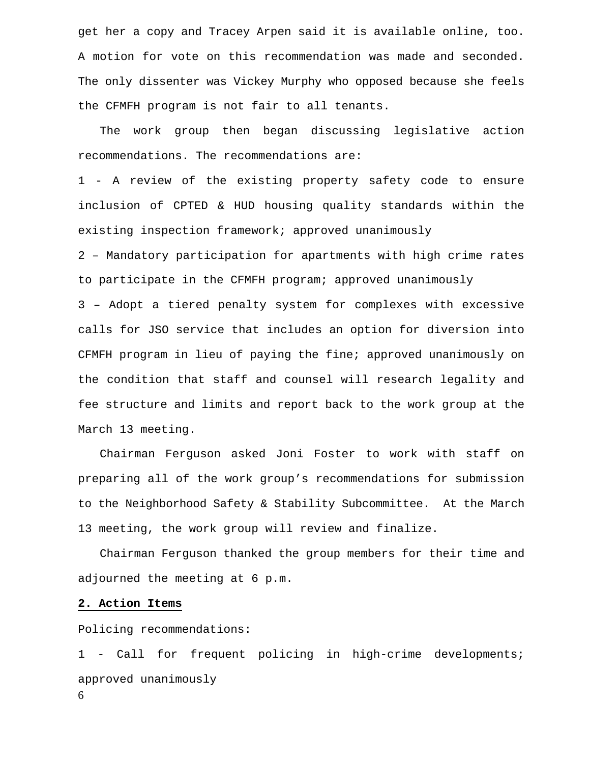get her a copy and Tracey Arpen said it is available online, too. A motion for vote on this recommendation was made and seconded. The only dissenter was Vickey Murphy who opposed because she feels the CFMFH program is not fair to all tenants.

The work group then began discussing legislative action recommendations. The recommendations are:

1 - A review of the existing property safety code to ensure inclusion of CPTED & HUD housing quality standards within the existing inspection framework; approved unanimously

2 – Mandatory participation for apartments with high crime rates to participate in the CFMFH program; approved unanimously

3 – Adopt a tiered penalty system for complexes with excessive calls for JSO service that includes an option for diversion into CFMFH program in lieu of paying the fine; approved unanimously on the condition that staff and counsel will research legality and fee structure and limits and report back to the work group at the March 13 meeting.

Chairman Ferguson asked Joni Foster to work with staff on preparing all of the work group's recommendations for submission to the Neighborhood Safety & Stability Subcommittee. At the March 13 meeting, the work group will review and finalize.

Chairman Ferguson thanked the group members for their time and adjourned the meeting at 6 p.m.

**2. Action Items**

Policing recommendations:

1 - Call for frequent policing in high-crime developments; approved unanimously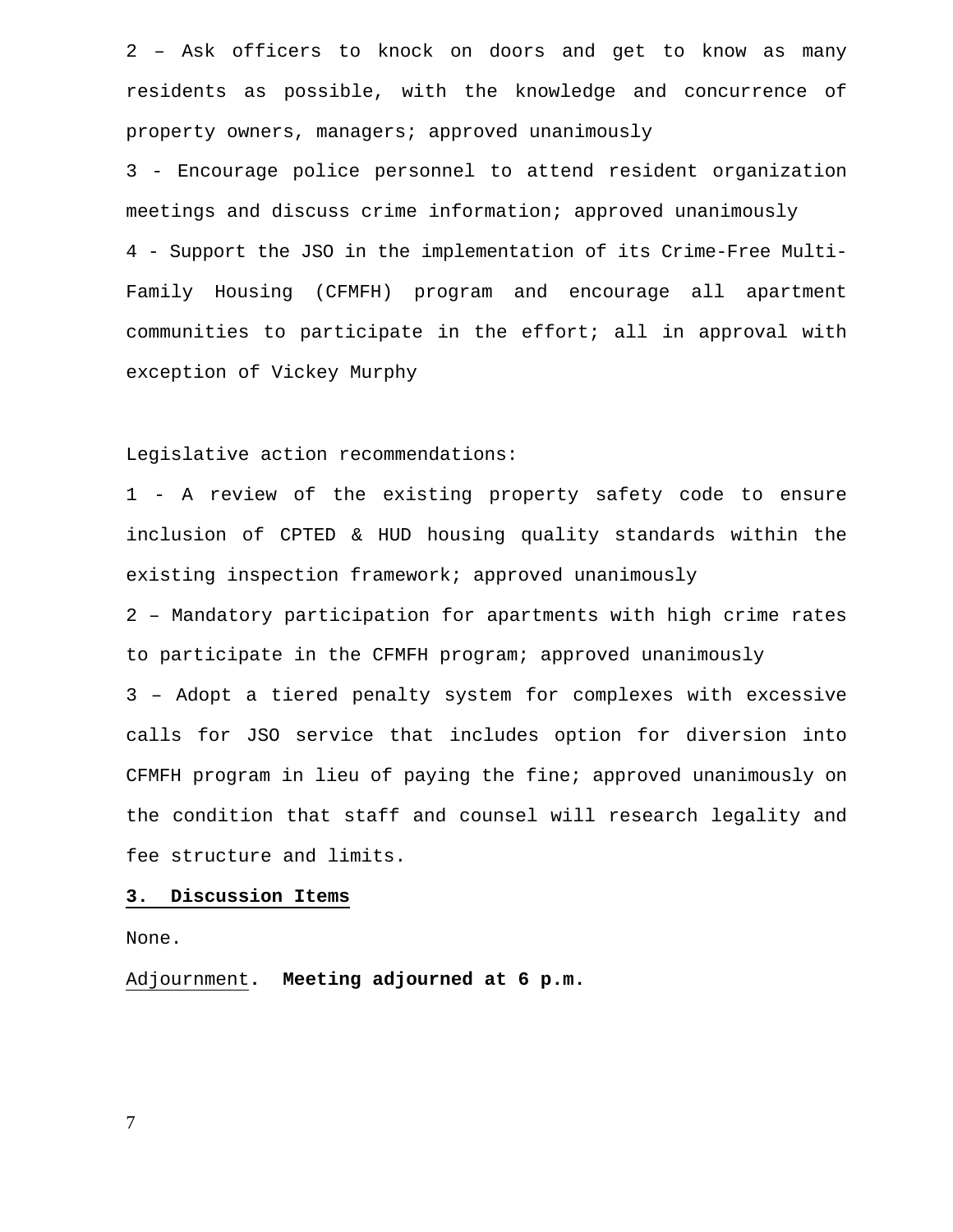2 – Ask officers to knock on doors and get to know as many residents as possible, with the knowledge and concurrence of property owners, managers; approved unanimously

3 - Encourage police personnel to attend resident organization meetings and discuss crime information; approved unanimously

4 - Support the JSO in the implementation of its Crime-Free Multi-Family Housing (CFMFH) program and encourage all apartment communities to participate in the effort; all in approval with exception of Vickey Murphy

Legislative action recommendations:

1 - A review of the existing property safety code to ensure inclusion of CPTED & HUD housing quality standards within the existing inspection framework; approved unanimously

2 – Mandatory participation for apartments with high crime rates to participate in the CFMFH program; approved unanimously

3 – Adopt a tiered penalty system for complexes with excessive calls for JSO service that includes option for diversion into CFMFH program in lieu of paying the fine; approved unanimously on the condition that staff and counsel will research legality and fee structure and limits.

**3. Discussion Items**

None.

Adjournment. **Meeting adjourned at 6 p.m.**